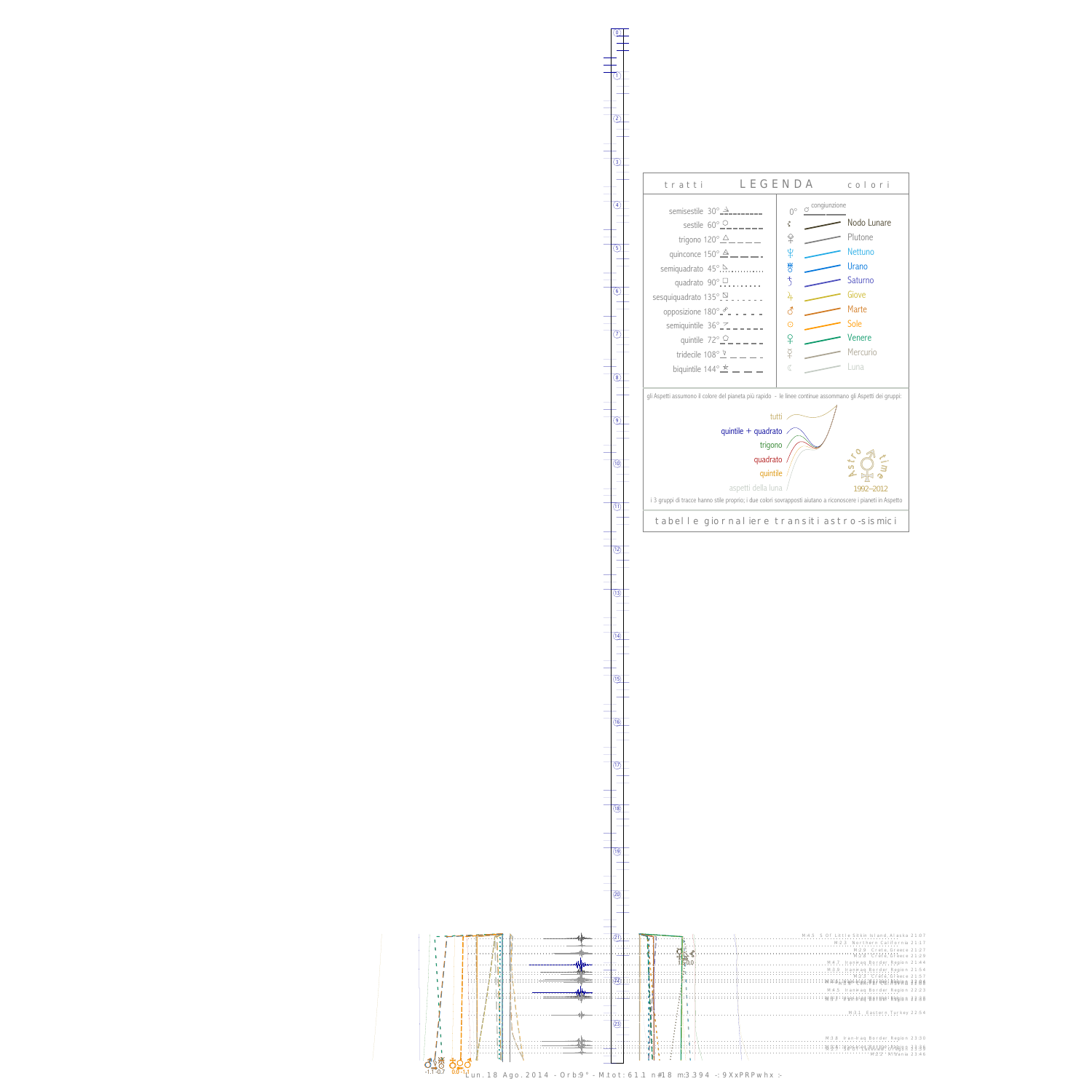## LEGENDA

**tratti**

- semisestile 30°
- sestile 60°
- trigono 120°
- quinconce 150°
- semiquadrato 45°
- quadrato 90°
- sesquiquadrato 135°
- opposizione 180°
- semiquintile 36°
- quintile 72°
- tridecile 108°
- biquintile 144°

**colori**

0° congiunzione

- Nodo Lunare
- Plutone
- Nettuno
- Urano
- Saturno
- Giove
- Marte
- Sole
- Venere
- Mercurio
- Luna

gli Aspetti assumono il colore del pianeta più rapido - le linee continue assommano gli Aspetti dei gruppi:

- tutti
- quintile + quadrato
- trigono
- quadrato
- quintile
- aspetti della luna

Astro time 1992–2012

i 3 gruppi di tracce hanno stile proprio; i due colori sovrapposti aiutano a riconoscere i pianeti in Aspetto

tabelle giornaliere transiti astro-sismici

M4.5 S Of Little Sitkin Island, Alaska 21:07
M2.3 Northern California 21:17
M2.9 Crete, Greece 21:27
M2.7 Crete, Greece 21:29
M4.7 Iran-Iraq Border Region 21:44
M3.9 Iran-Iraq Border Region 21:54
M2.3 Crete, Greece 21:57
M4.5 Iran-Iraq Border Region 22:04
M4.5 Iran-Iraq Border Region 22:23
M4.1 Iran-Iraq Border Region 22:28
M3.1 Eastern Turkey 22:54
M3.8 Iran-Iraq Border Region 23:30
M2.2 Albania 23:46

-1.1 -0.7 0.0 -1.1

Lun. 18 Ago. 2014 - Orb:9° - M.tot: 61.1 n#18 m:3.394 -: 9XxPRPwhx :-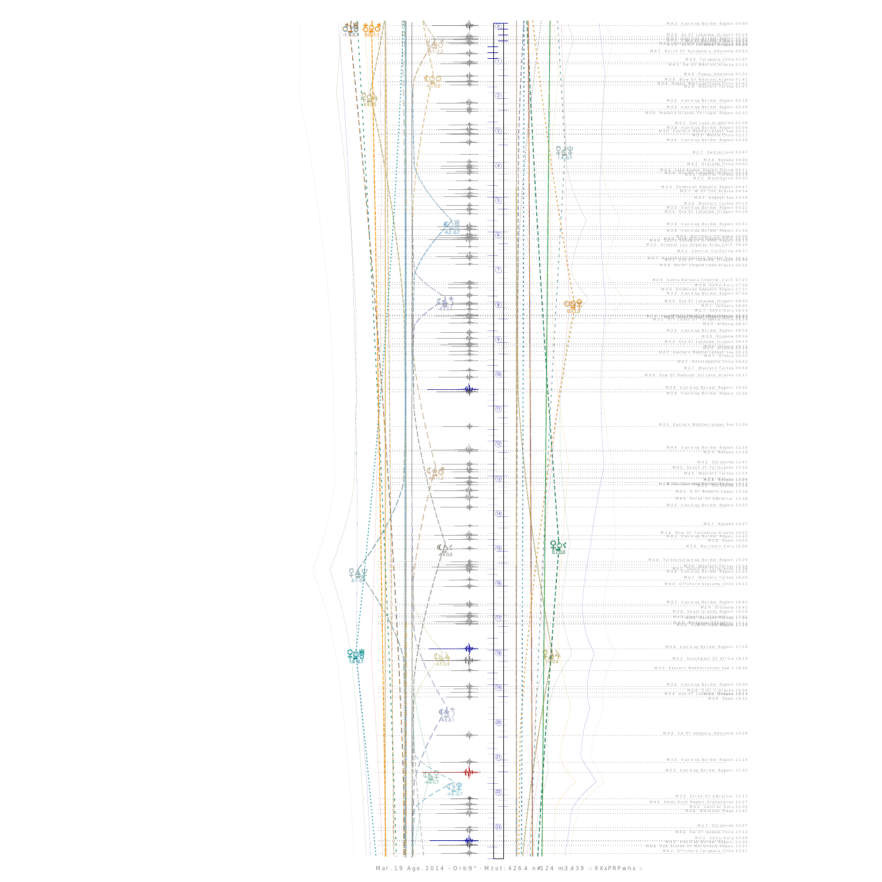M4.3 Iran-Iraq Border Region 00:05
M2.6 Se Of Lakeview, Oregon 00:24
M4.7 North Of Halmahera, Indonesia 00:53
M2.8 Tarapaca, Chile 01:07
M4.2 Sw Of Nikolski, Alaska 01:10
M4.6 Papua, Indonesia 01:32
M3.3 Wsw Of Nikolski, Alaska 01:41
M2.8 Western Turkey 01:47
M3.8 Iran-Iraq Border Region 02:18
M3.5 Iran-Iraq Border Region 02:29
M3.4 Madeira Islands, Portugal Region 02:33
M3.3 San Juan, Argentina 02:56
M3.8 Iran-Iraq Border Region 03:04
M3.0 Eastern Mediterranean Sea 03:11
M3.6 Iran-Iraq Border Region 03:26
M3.7 Switzerland 03:47
M3.8 Nevada 04:00
M4.2 Atacama, Chile 04:07
M3.5 Washington 04:32
M3.4 Dominican Republic Region 04:47
M3.2 Aegean Sea 04:59
M3.0 Western Turkey 05:15
M3.5 Iran-Iraq Border Region 05:22
M2.5 Sse Of Lakeview, Oregon 05:29
M3.8 Iran-Iraq Border Region 05:51
M3.8 Iran-Iraq Border Region 05:56
M2.5 Greater Los Angeles Area, Calif. 06:26
M3.3 Central California 06:37
M2.0 Santa Barbara Channel, Calif. 07:27
M2.3 Sicily, Italy 07:30
M3.4 Dominican Republic Region 07:37
M3.5 Iran-Iraq Border Region 07:50
M3.0 Ese Of Lakeview, Oregon 08:03
M4.1 Vanuatu 08:05
M2.1 Sicily, Italy 08:14
M2.7 Albania 08:37
M3.5 Iran-Iraq Border Region 08:54
M3.3 Romania 09:04
M3.4 Ese Of Lakeview, Oregon 09:13
M2.7 Eastern Mediterranean Sea 09:26
M2.3 Greece 09:32
M2.2 Antofagasta, Chile 09:42
M2.7 Western Turkey 09:59
M4.6 Ssw Of Redoubt Volcano, Alaska 10:11
M4.8 Iran-Iraq Border Region 10:32
M3.6 Iran-Iraq Border Region 10:36
M3.3 Eastern Mediterranean Sea 11:36
M4.4 Iran-Iraq Border Region 12:16
M3.3 Nevada 12:18
M4.2 Oklahoma 12:41
M4.5 South Of Fiji Islands 12:50
M2.5 Western Turkey 12:54
M4.1 S Of Honshu, Japan 13:26
M4.3 Strait Of Gibraltar 13:38
M3.5 Iran-Iraq Border Region 13:55
M2.7 Nevada 14:27
M2.6 Nnw Of Talkeetna, Alaska 14:43
M3.1 Iran-Iraq Border Region 14:43
M2.8 Spain 14:50
M2.6 Northern Italy 15:06
M2.6 Turkey-Syria-Iraq Border Region 15:29
M3.6 Iran-Iraq Border Region 15:43
M2.7 Western Turkey 16:00
M4.0 Offshore Atacama, Chile 16:11
M3.7 Iran-Iraq Border Region 16:42
M2.9 Slovenia 16:45
M2.6 Virgin Islands Region 16:50
M4.6 Iran-Iraq Border Region 17:59
M5.3 Southwest Of Africa 18:19
M2.6 Eastern Mediterranean Sea 18:36
M3.6 Iran-Iraq Border Region 19:04
M2.8 Ese Of Lakeview, Oregon 19:14
M3.0 Spain 19:22
M4.8 Sw Of Abepura, Indonesia 20:28
M3.5 Iran-Iraq Border Region 21:14
M5.3 Iran-Iraq Border Region 21:32
M2.6 Strait Of Gibraltar 22:17
M4.4 Hindu Kush Region, Afghanistan 22:27
M2.1 Central Italy 22:35
M4.8 Atlantic Ridge 22:42
M2.7 Oklahoma 23:07
M4.6 Sw Of Iquique, Chile 23:12
M2.2 Sicily, Italy 23:29
M4.2 Offshore Tarapaca, Chile 23:51

Mar.19 Ago.2014 - Orb:9° - M.tot: 426.4 n#124 m3.439 -: 9XxPRPwhx :-